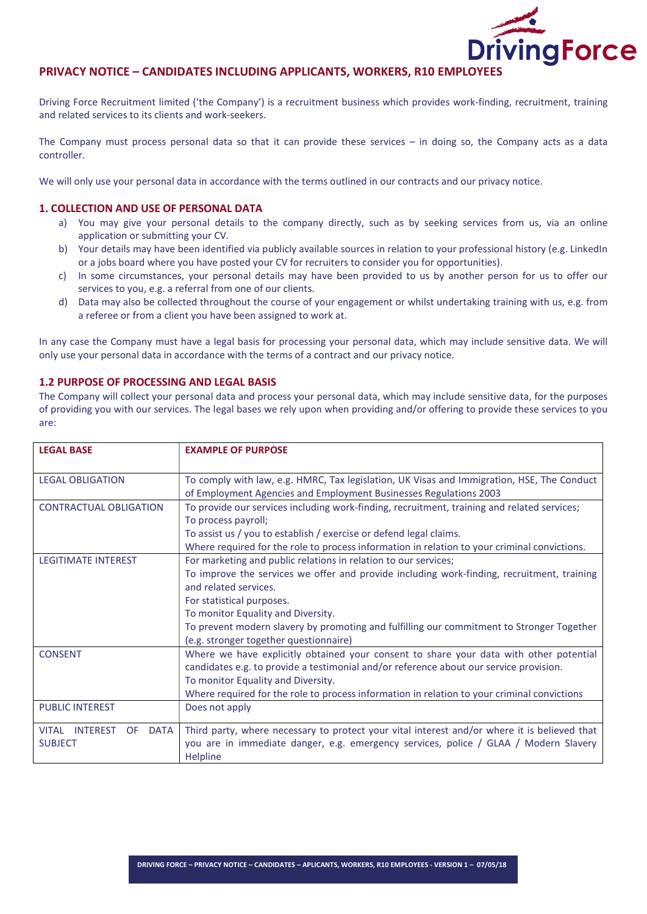## PRIVACY NOTICE – CANDIDATES INCLUDING APPLICANTS, WORKERS, R10 EMPLOYEES

Driving Force Recruitment limited ('the Company') is a recruitment business which provides work-finding, recruitment, training and related services to its clients and work-seekers.

The Company must process personal data so that it can provide these services – in doing so, the Company acts as a data controller.

We will only use your personal data in accordance with the terms outlined in our contracts and our privacy notice.

### 1. COLLECTION AND USE OF PERSONAL DATA

a) You may give your personal details to the company directly, such as by seeking services from us, via an online application or submitting your CV.

b) Your details may have been identified via publicly available sources in relation to your professional history (e.g. LinkedIn or a jobs board where you have posted your CV for recruiters to consider you for opportunities).

c) In some circumstances, your personal details may have been provided to us by another person for us to offer our services to you, e.g. a referral from one of our clients.

d) Data may also be collected throughout the course of your engagement or whilst undertaking training with us, e.g. from a referee or from a client you have been assigned to work at.

In any case the Company must have a legal basis for processing your personal data, which may include sensitive data. We will only use your personal data in accordance with the terms of a contract and our privacy notice.

### 1.2 PURPOSE OF PROCESSING AND LEGAL BASIS

The Company will collect your personal data and process your personal data, which may include sensitive data, for the purposes of providing you with our services. The legal bases we rely upon when providing and/or offering to provide these services to you are:

| LEGAL BASE | EXAMPLE OF PURPOSE |
|---|---|
| LEGAL OBLIGATION | To comply with law, e.g. HMRC, Tax legislation, UK Visas and Immigration, HSE, The Conduct of Employment Agencies and Employment Businesses Regulations 2003 |
| CONTRACTUAL OBLIGATION | To provide our services including work-finding, recruitment, training and related services;<br>To process payroll;<br>To assist us / you to establish / exercise or defend legal claims.<br>Where required for the role to process information in relation to your criminal convictions. |
| LEGITIMATE INTEREST | For marketing and public relations in relation to our services;<br>To improve the services we offer and provide including work-finding, recruitment, training and related services.<br>For statistical purposes.<br>To monitor Equality and Diversity.<br>To prevent modern slavery by promoting and fulfilling our commitment to Stronger Together (e.g. stronger together questionnaire) |
| CONSENT | Where we have explicitly obtained your consent to share your data with other potential candidates e.g. to provide a testimonial and/or reference about our service provision.<br>To monitor Equality and Diversity.<br>Where required for the role to process information in relation to your criminal convictions |
| PUBLIC INTEREST | Does not apply |
| VITAL INTEREST OF DATA SUBJECT | Third party, where necessary to protect your vital interest and/or where it is believed that you are in immediate danger, e.g. emergency services, police / GLAA / Modern Slavery Helpline |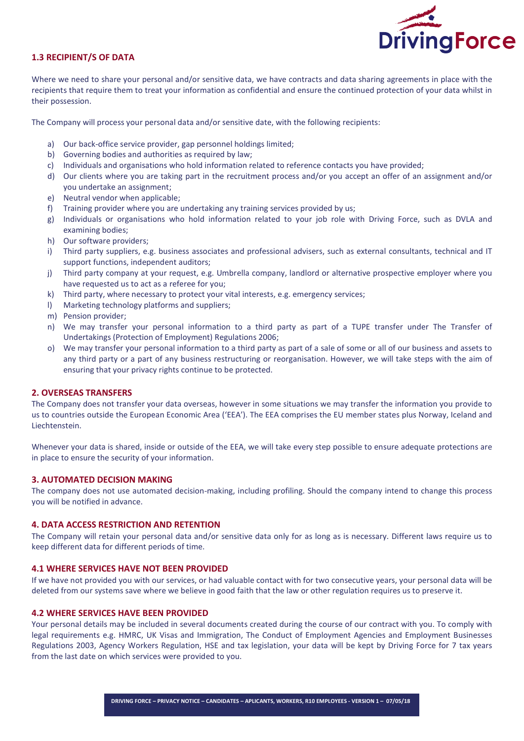### 1.3 RECIPIENT/S OF DATA

Where we need to share your personal and/or sensitive data, we have contracts and data sharing agreements in place with the recipients that require them to treat your information as confidential and ensure the continued protection of your data whilst in their possession.

The Company will process your personal data and/or sensitive date, with the following recipients:

a) Our back-office service provider, gap personnel holdings limited;
b) Governing bodies and authorities as required by law;
c) Individuals and organisations who hold information related to reference contacts you have provided;
d) Our clients where you are taking part in the recruitment process and/or you accept an offer of an assignment and/or you undertake an assignment;
e) Neutral vendor when applicable;
f) Training provider where you are undertaking any training services provided by us;
g) Individuals or organisations who hold information related to your job role with Driving Force, such as DVLA and examining bodies;
h) Our software providers;
i) Third party suppliers, e.g. business associates and professional advisers, such as external consultants, technical and IT support functions, independent auditors;
j) Third party company at your request, e.g. Umbrella company, landlord or alternative prospective employer where you have requested us to act as a referee for you;
k) Third party, where necessary to protect your vital interests, e.g. emergency services;
l) Marketing technology platforms and suppliers;
m) Pension provider;
n) We may transfer your personal information to a third party as part of a TUPE transfer under The Transfer of Undertakings (Protection of Employment) Regulations 2006;
o) We may transfer your personal information to a third party as part of a sale of some or all of our business and assets to any third party or a part of any business restructuring or reorganisation. However, we will take steps with the aim of ensuring that your privacy rights continue to be protected.

## 2. OVERSEAS TRANSFERS

The Company does not transfer your data overseas, however in some situations we may transfer the information you provide to us to countries outside the European Economic Area ('EEA'). The EEA comprises the EU member states plus Norway, Iceland and Liechtenstein.

Whenever your data is shared, inside or outside of the EEA, we will take every step possible to ensure adequate protections are in place to ensure the security of your information.

## 3. AUTOMATED DECISION MAKING

The company does not use automated decision-making, including profiling. Should the company intend to change this process you will be notified in advance.

## 4. DATA ACCESS RESTRICTION AND RETENTION

The Company will retain your personal data and/or sensitive data only for as long as is necessary. Different laws require us to keep different data for different periods of time.

### 4.1 WHERE SERVICES HAVE NOT BEEN PROVIDED

If we have not provided you with our services, or had valuable contact with for two consecutive years, your personal data will be deleted from our systems save where we believe in good faith that the law or other regulation requires us to preserve it.

### 4.2 WHERE SERVICES HAVE BEEN PROVIDED

Your personal details may be included in several documents created during the course of our contract with you. To comply with legal requirements e.g. HMRC, UK Visas and Immigration, The Conduct of Employment Agencies and Employment Businesses Regulations 2003, Agency Workers Regulation, HSE and tax legislation, your data will be kept by Driving Force for 7 tax years from the last date on which services were provided to you.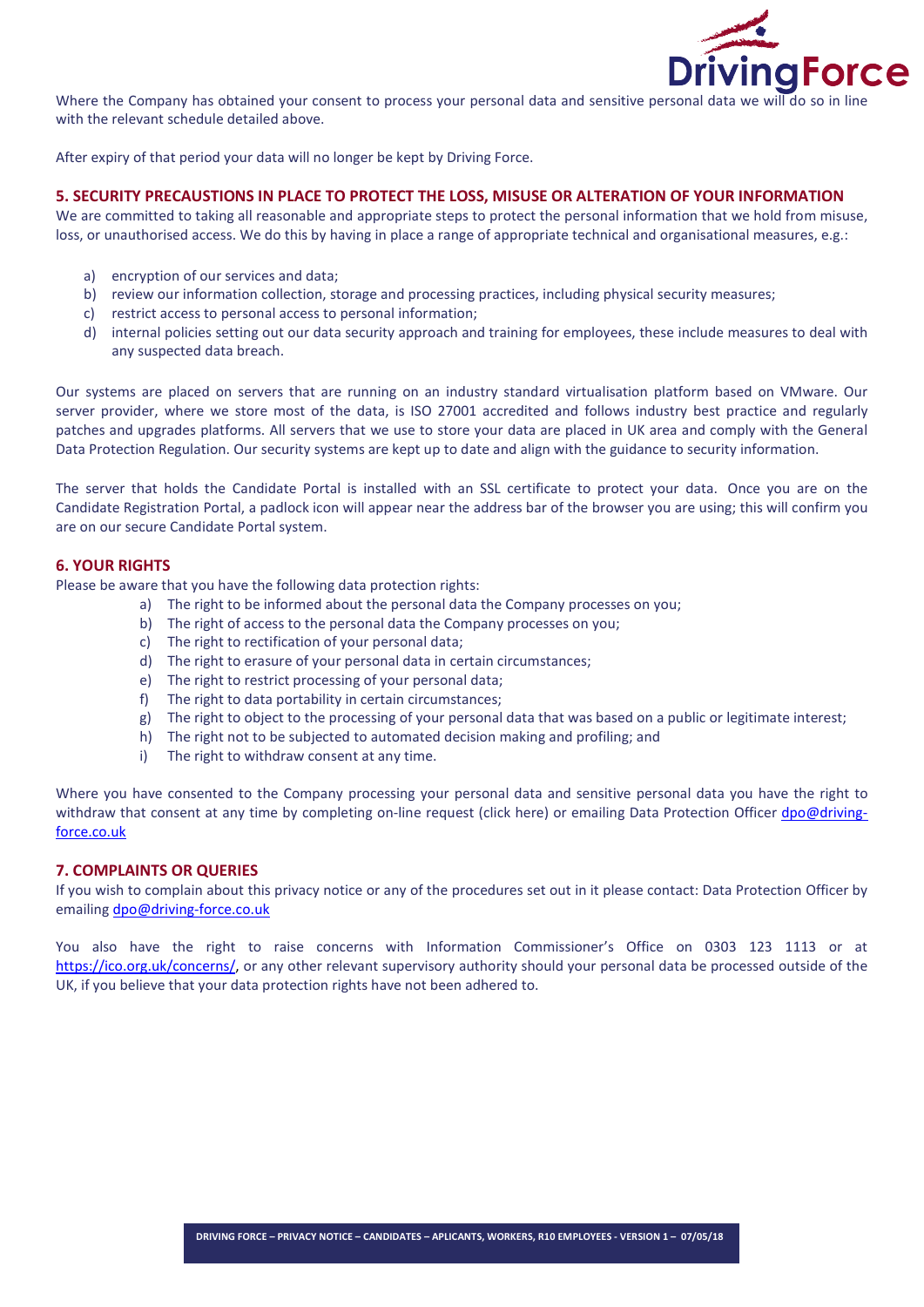Where the Company has obtained your consent to process your personal data and sensitive personal data we will do so in line with the relevant schedule detailed above.

After expiry of that period your data will no longer be kept by Driving Force.

## 5. SECURITY PRECAUSTIONS IN PLACE TO PROTECT THE LOSS, MISUSE OR ALTERATION OF YOUR INFORMATION

We are committed to taking all reasonable and appropriate steps to protect the personal information that we hold from misuse, loss, or unauthorised access. We do this by having in place a range of appropriate technical and organisational measures, e.g.:

a) encryption of our services and data;
b) review our information collection, storage and processing practices, including physical security measures;
c) restrict access to personal access to personal information;
d) internal policies setting out our data security approach and training for employees, these include measures to deal with any suspected data breach.

Our systems are placed on servers that are running on an industry standard virtualisation platform based on VMware. Our server provider, where we store most of the data, is ISO 27001 accredited and follows industry best practice and regularly patches and upgrades platforms. All servers that we use to store your data are placed in UK area and comply with the General Data Protection Regulation. Our security systems are kept up to date and align with the guidance to security information.

The server that holds the Candidate Portal is installed with an SSL certificate to protect your data. Once you are on the Candidate Registration Portal, a padlock icon will appear near the address bar of the browser you are using; this will confirm you are on our secure Candidate Portal system.

## 6. YOUR RIGHTS

Please be aware that you have the following data protection rights:

a) The right to be informed about the personal data the Company processes on you;
b) The right of access to the personal data the Company processes on you;
c) The right to rectification of your personal data;
d) The right to erasure of your personal data in certain circumstances;
e) The right to restrict processing of your personal data;
f) The right to data portability in certain circumstances;
g) The right to object to the processing of your personal data that was based on a public or legitimate interest;
h) The right not to be subjected to automated decision making and profiling; and
i) The right to withdraw consent at any time.

Where you have consented to the Company processing your personal data and sensitive personal data you have the right to withdraw that consent at any time by completing on-line request (click here) or emailing Data Protection Officer dpo@driving-force.co.uk

## 7. COMPLAINTS OR QUERIES

If you wish to complain about this privacy notice or any of the procedures set out in it please contact: Data Protection Officer by emailing dpo@driving-force.co.uk

You also have the right to raise concerns with Information Commissioner's Office on 0303 123 1113 or at https://ico.org.uk/concerns/, or any other relevant supervisory authority should your personal data be processed outside of the UK, if you believe that your data protection rights have not been adhered to.